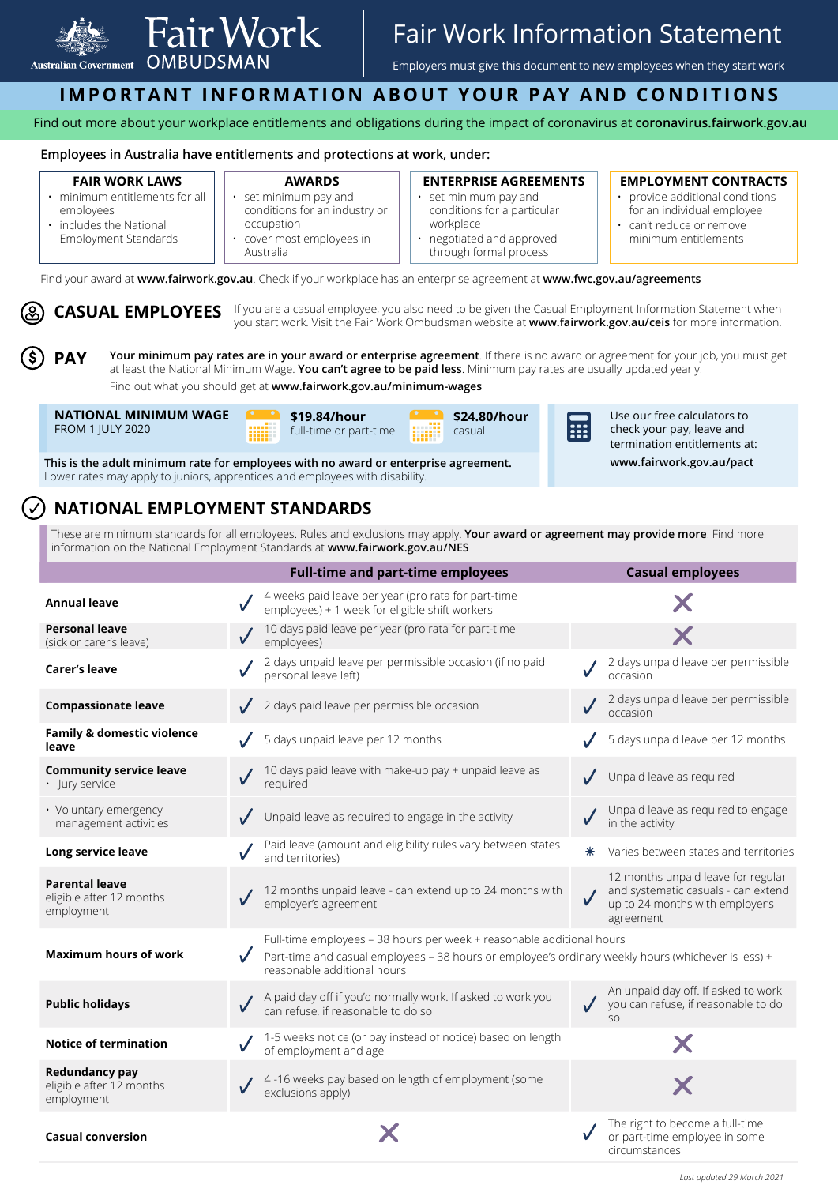# Fair Work Information Statement

Australian Government — Fair Work OMBUDSMAN

Employers must give this document to new employees when they start work

## IMPORTANT INFORMATION ABOUT YOUR PAY AND CONDITIONS

Find out more about your workplace entitlements and obligations during the impact of coronavirus at **coronavirus.fairwork.gov.au**

**Employees in Australia have entitlements and protections at work, under:**

**FAIR WORK LAWS**
- minimum entitlements for all employees
- includes the National Employment Standards

**AWARDS**
- set minimum pay and conditions for an industry or occupation
- cover most employees in Australia

**ENTERPRISE AGREEMENTS**
- set minimum pay and conditions for a particular workplace
- negotiated and approved through formal process

**EMPLOYMENT CONTRACTS**
- provide additional conditions for an individual employee
- can't reduce or remove minimum entitlements

Find your award at **www.fairwork.gov.au**. Check if your workplace has an enterprise agreement at **www.fwc.gov.au/agreements**

## CASUAL EMPLOYEES

If you are a casual employee, you also need to be given the Casual Employment Information Statement when you start work. Visit the Fair Work Ombudsman website at **www.fairwork.gov.au/ceis** for more information.

## PAY

**Your minimum pay rates are in your award or enterprise agreement**. If there is no award or agreement for your job, you must get at least the National Minimum Wage. **You can't agree to be paid less**. Minimum pay rates are usually updated yearly.

Find out what you should get at **www.fairwork.gov.au/minimum-wages**

**NATIONAL MINIMUM WAGE**
FROM 1 JULY 2020

**$19.84/hour** full-time or part-time

**$24.80/hour** casual

**This is the adult minimum rate for employees with no award or enterprise agreement.** Lower rates may apply to juniors, apprentices and employees with disability.

Use our free calculators to check your pay, leave and termination entitlements at: **www.fairwork.gov.au/pact**

## NATIONAL EMPLOYMENT STANDARDS

These are minimum standards for all employees. Rules and exclusions may apply. **Your award or agreement may provide more**. Find more information on the National Employment Standards at **www.fairwork.gov.au/NES**

| | Full-time and part-time employees | Casual employees |
|---|---|---|
| **Annual leave** | ✓ 4 weeks paid leave per year (pro rata for part-time employees) + 1 week for eligible shift workers | ✗ |
| **Personal leave** (sick or carer's leave) | ✓ 10 days paid leave per year (pro rata for part-time employees) | ✗ |
| **Carer's leave** | ✓ 2 days unpaid leave per permissible occasion (if no paid personal leave left) | ✓ 2 days unpaid leave per permissible occasion |
| **Compassionate leave** | ✓ 2 days paid leave per permissible occasion | ✓ 2 days unpaid leave per permissible occasion |
| **Family & domestic violence leave** | ✓ 5 days unpaid leave per 12 months | ✓ 5 days unpaid leave per 12 months |
| **Community service leave** • Jury service | ✓ 10 days paid leave with make-up pay + unpaid leave as required | ✓ Unpaid leave as required |
| • Voluntary emergency management activities | ✓ Unpaid leave as required to engage in the activity | ✓ Unpaid leave as required to engage in the activity |
| **Long service leave** | ✓ Paid leave (amount and eligibility rules vary between states and territories) | * Varies between states and territories |
| **Parental leave** eligible after 12 months employment | ✓ 12 months unpaid leave - can extend up to 24 months with employer's agreement | ✓ 12 months unpaid leave for regular and systematic casuals - can extend up to 24 months with employer's agreement |
| **Maximum hours of work** | ✓ Full-time employees – 38 hours per week + reasonable additional hours<br>Part-time and casual employees – 38 hours or employee's ordinary weekly hours (whichever is less) + reasonable additional hours | |
| **Public holidays** | ✓ A paid day off if you'd normally work. If asked to work you can refuse, if reasonable to do so | ✓ An unpaid day off. If asked to work you can refuse, if reasonable to do so |
| **Notice of termination** | ✓ 1-5 weeks notice (or pay instead of notice) based on length of employment and age | ✗ |
| **Redundancy pay** eligible after 12 months employment | ✓ 4 -16 weeks pay based on length of employment (some exclusions apply) | ✗ |
| **Casual conversion** | ✗ | ✓ The right to become a full-time or part-time employee in some circumstances |

*Last updated 29 March 2021*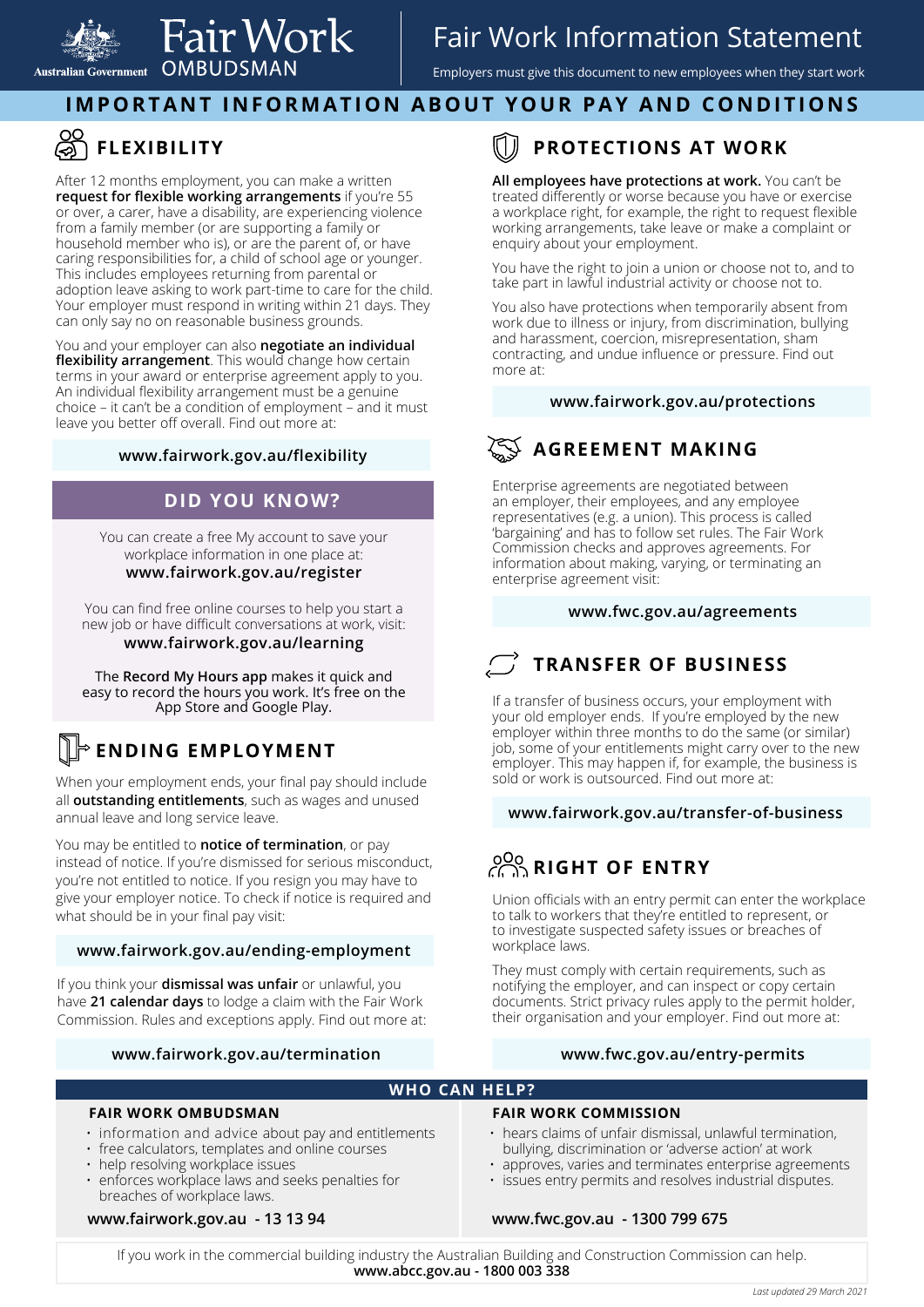# Fair Work Information Statement

Employers must give this document to new employees when they start work

## IMPORTANT INFORMATION ABOUT YOUR PAY AND CONDITIONS

### FLEXIBILITY

After 12 months employment, you can make a written **request for flexible working arrangements** if you're 55 or over, a carer, have a disability, are experiencing violence from a family member (or are supporting a family or household member who is), or are the parent of, or have caring responsibilities for, a child of school age or younger. This includes employees returning from parental or adoption leave asking to work part-time to care for the child. Your employer must respond in writing within 21 days. They can only say no on reasonable business grounds.

You and your employer can also **negotiate an individual flexibility arrangement**. This would change how certain terms in your award or enterprise agreement apply to you. An individual flexibility arrangement must be a genuine choice – it can't be a condition of employment – and it must leave you better off overall. Find out more at:

**www.fairwork.gov.au/flexibility**

### DID YOU KNOW?

You can create a free My account to save your workplace information in one place at:
**www.fairwork.gov.au/register**

You can find free online courses to help you start a new job or have difficult conversations at work, visit:
**www.fairwork.gov.au/learning**

The **Record My Hours app** makes it quick and easy to record the hours you work. It's free on the App Store and Google Play.

### ENDING EMPLOYMENT

When your employment ends, your final pay should include all **outstanding entitlements**, such as wages and unused annual leave and long service leave.

You may be entitled to **notice of termination**, or pay instead of notice. If you're dismissed for serious misconduct, you're not entitled to notice. If you resign you may have to give your employer notice. To check if notice is required and what should be in your final pay visit:

**www.fairwork.gov.au/ending-employment**

If you think your **dismissal was unfair** or unlawful, you have **21 calendar days** to lodge a claim with the Fair Work Commission. Rules and exceptions apply. Find out more at:

**www.fairwork.gov.au/termination**

### PROTECTIONS AT WORK

**All employees have protections at work.** You can't be treated differently or worse because you have or exercise a workplace right, for example, the right to request flexible working arrangements, take leave or make a complaint or enquiry about your employment.

You have the right to join a union or choose not to, and to take part in lawful industrial activity or choose not to.

You also have protections when temporarily absent from work due to illness or injury, from discrimination, bullying and harassment, coercion, misrepresentation, sham contracting, and undue influence or pressure. Find out more at:

**www.fairwork.gov.au/protections**

### AGREEMENT MAKING

Enterprise agreements are negotiated between an employer, their employees, and any employee representatives (e.g. a union). This process is called 'bargaining' and has to follow set rules. The Fair Work Commission checks and approves agreements. For information about making, varying, or terminating an enterprise agreement visit:

**www.fwc.gov.au/agreements**

### TRANSFER OF BUSINESS

If a transfer of business occurs, your employment with your old employer ends. If you're employed by the new employer within three months to do the same (or similar) job, some of your entitlements might carry over to the new employer. This may happen if, for example, the business is sold or work is outsourced. Find out more at:

**www.fairwork.gov.au/transfer-of-business**

### RIGHT OF ENTRY

Union officials with an entry permit can enter the workplace to talk to workers that they're entitled to represent, or to investigate suspected safety issues or breaches of workplace laws.

They must comply with certain requirements, such as notifying the employer, and can inspect or copy certain documents. Strict privacy rules apply to the permit holder, their organisation and your employer. Find out more at:

**www.fwc.gov.au/entry-permits**

## WHO CAN HELP?

### FAIR WORK OMBUDSMAN

- information and advice about pay and entitlements
- free calculators, templates and online courses
- help resolving workplace issues
- enforces workplace laws and seeks penalties for breaches of workplace laws.

**www.fairwork.gov.au - 13 13 94**

### FAIR WORK COMMISSION

- hears claims of unfair dismissal, unlawful termination, bullying, discrimination or 'adverse action' at work
- approves, varies and terminates enterprise agreements
- issues entry permits and resolves industrial disputes.

**www.fwc.gov.au - 1300 799 675**

If you work in the commercial building industry the Australian Building and Construction Commission can help.
**www.abcc.gov.au - 1800 003 338**

*Last updated 29 March 2021*